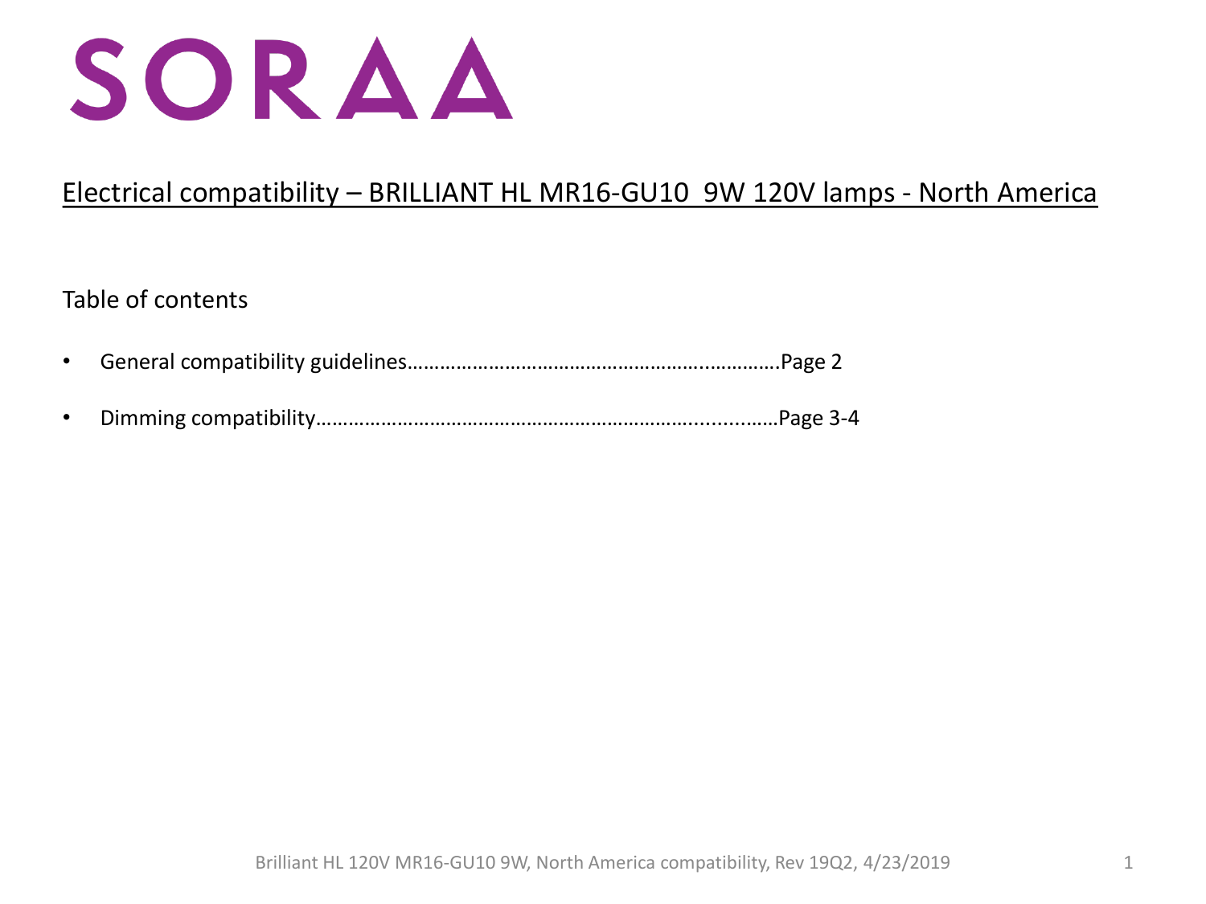# SORAA

## Electrical compatibility – BRILLIANT HL MR16-GU10 9W 120V lamps - North America

Table of contents

- General compatibility guidelines…………………………………………………………….Page 2
- Dimming compatibility……………………………………………………………………………Page 3-4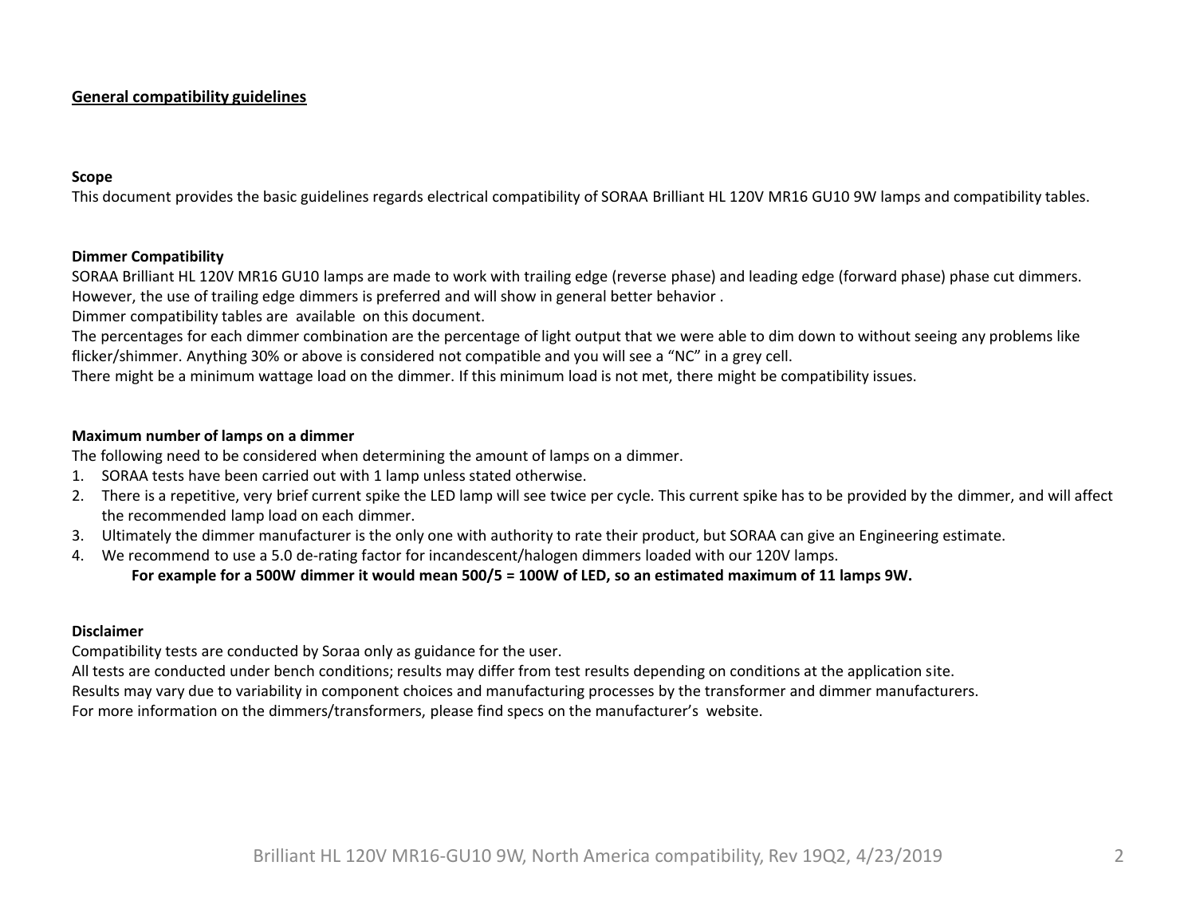## General compatibility guidelines

### Scope

This document provides the basic guidelines regards electrical compatibility of SORAA Brilliant HL 120V MR16 GU10 9W lamps and compatibility tables.

### Dimmer Compatibility

SORAA Brilliant HL 120V MR16 GU10 lamps are made to work with trailing edge (reverse phase) and leading edge (forward phase) phase cut dimmers. However, the use of trailing edge dimmers is preferred and will show in general better behavior .

Dimmer compatibility tables are available on this document.

The percentages for each dimmer combination are the percentage of light output that we were able to dim down to without seeing any problems like flicker/shimmer. Anything 30% or above is considered not compatible and you will see a "NC" in a grey cell.

There might be a minimum wattage load on the dimmer. If this minimum load is not met, there might be compatibility issues.

### Maximum number of lamps on a dimmer

The following need to be considered when determining the amount of lamps on a dimmer.

1. SORAA tests have been carried out with 1 lamp unless stated otherwise.
2. There is a repetitive, very brief current spike the LED lamp will see twice per cycle. This current spike has to be provided by the dimmer, and will affect the recommended lamp load on each dimmer.
3. Ultimately the dimmer manufacturer is the only one with authority to rate their product, but SORAA can give an Engineering estimate.
4. We recommend to use a 5.0 de-rating factor for incandescent/halogen dimmers loaded with our 120V lamps.

   **For example for a 500W dimmer it would mean 500/5 = 100W of LED, so an estimated maximum of 11 lamps 9W.**

### Disclaimer

Compatibility tests are conducted by Soraa only as guidance for the user.

All tests are conducted under bench conditions; results may differ from test results depending on conditions at the application site.

Results may vary due to variability in component choices and manufacturing processes by the transformer and dimmer manufacturers.

For more information on the dimmers/transformers, please find specs on the manufacturer's website.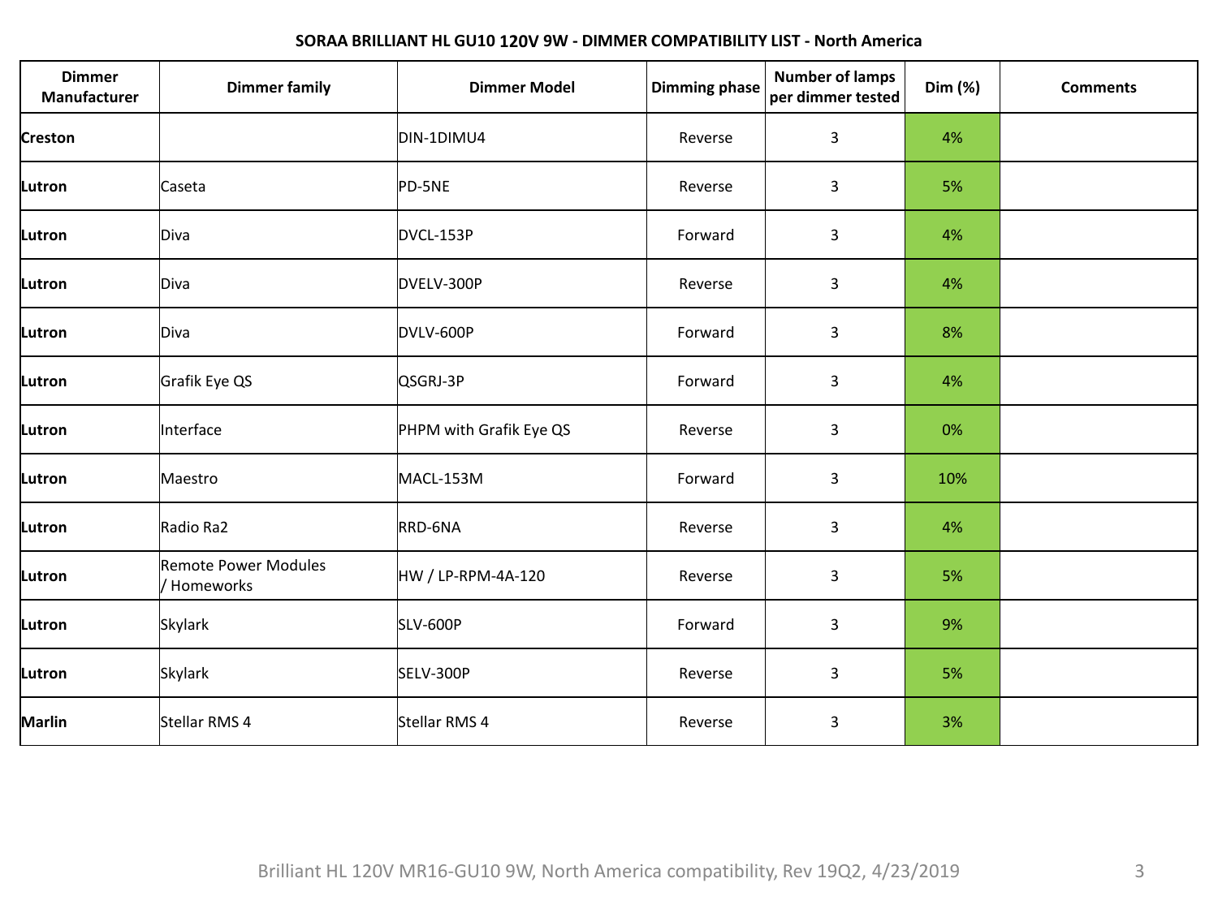**SORAA BRILLIANT HL GU10 120V 9W - DIMMER COMPATIBILITY LIST - North America**

| Dimmer Manufacturer | Dimmer family | Dimmer Model | Dimming phase | Number of lamps per dimmer tested | Dim (%) | Comments |
|---|---|---|---|---|---|---|
| **Creston** | | DIN-1DIMU4 | Reverse | 3 | 4% | |
| **Lutron** | Caseta | PD-5NE | Reverse | 3 | 5% | |
| **Lutron** | Diva | DVCL-153P | Forward | 3 | 4% | |
| **Lutron** | Diva | DVELV-300P | Reverse | 3 | 4% | |
| **Lutron** | Diva | DVLV-600P | Forward | 3 | 8% | |
| **Lutron** | Grafik Eye QS | QSGRJ-3P | Forward | 3 | 4% | |
| **Lutron** | Interface | PHPM with Grafik Eye QS | Reverse | 3 | 0% | |
| **Lutron** | Maestro | MACL-153M | Forward | 3 | 10% | |
| **Lutron** | Radio Ra2 | RRD-6NA | Reverse | 3 | 4% | |
| **Lutron** | Remote Power Modules / Homeworks | HW / LP-RPM-4A-120 | Reverse | 3 | 5% | |
| **Lutron** | Skylark | SLV-600P | Forward | 3 | 9% | |
| **Lutron** | Skylark | SELV-300P | Reverse | 3 | 5% | |
| **Marlin** | Stellar RMS 4 | Stellar RMS 4 | Reverse | 3 | 3% | |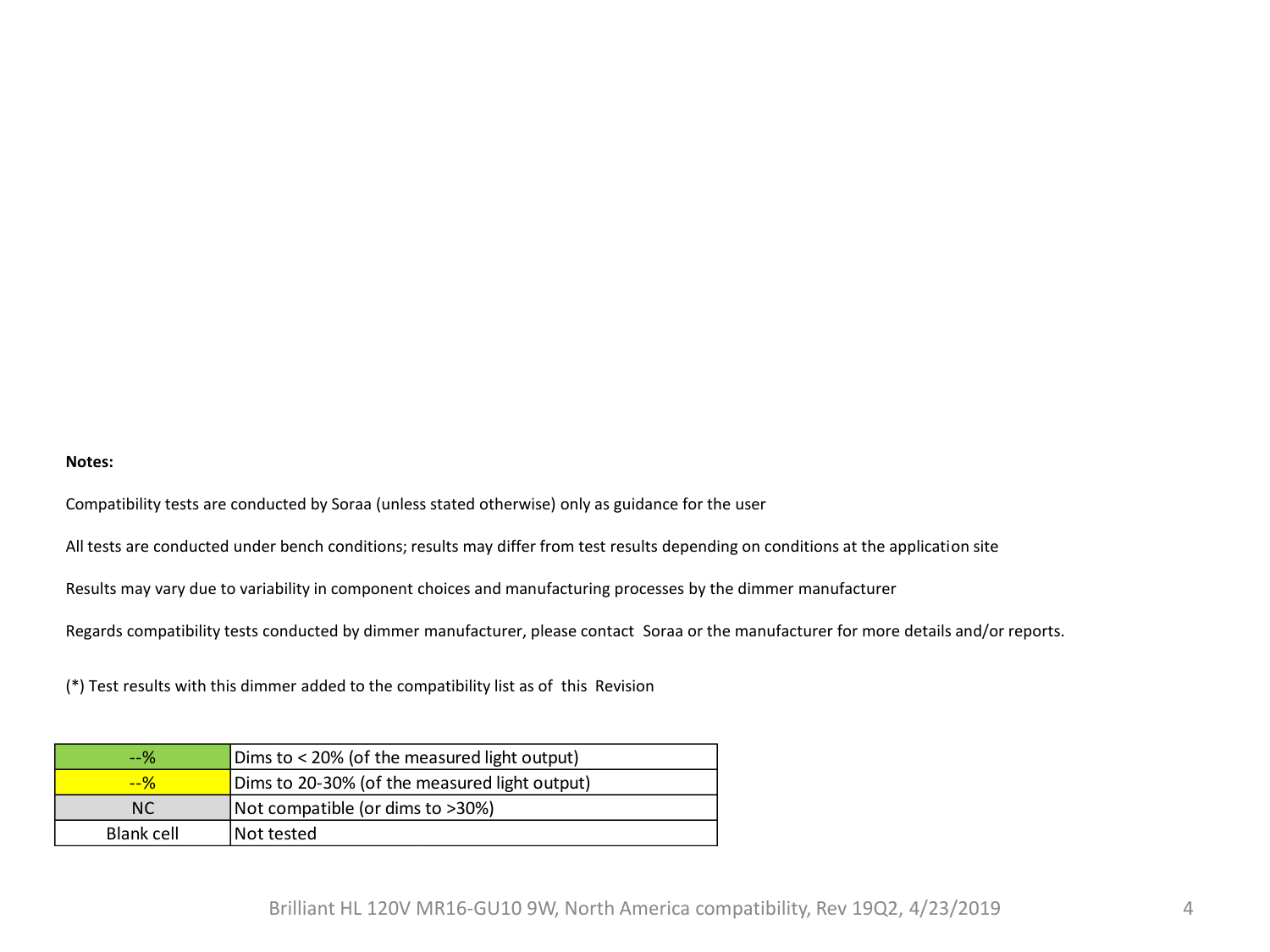**Notes:**

Compatibility tests are conducted by Soraa (unless stated otherwise) only as guidance for the user

All tests are conducted under bench conditions; results may differ from test results depending on conditions at the application site

Results may vary due to variability in component choices and manufacturing processes by the dimmer manufacturer

Regards compatibility tests conducted by dimmer manufacturer, please contact  Soraa or the manufacturer for more details and/or reports.

(*) Test results with this dimmer added to the compatibility list as of  this  Revision

| | |
|---|---|
| --% | Dims to < 20% (of the measured light output) |
| --% | Dims to 20-30% (of the measured light output) |
| NC | Not compatible (or dims to >30%) |
| Blank cell | Not tested |